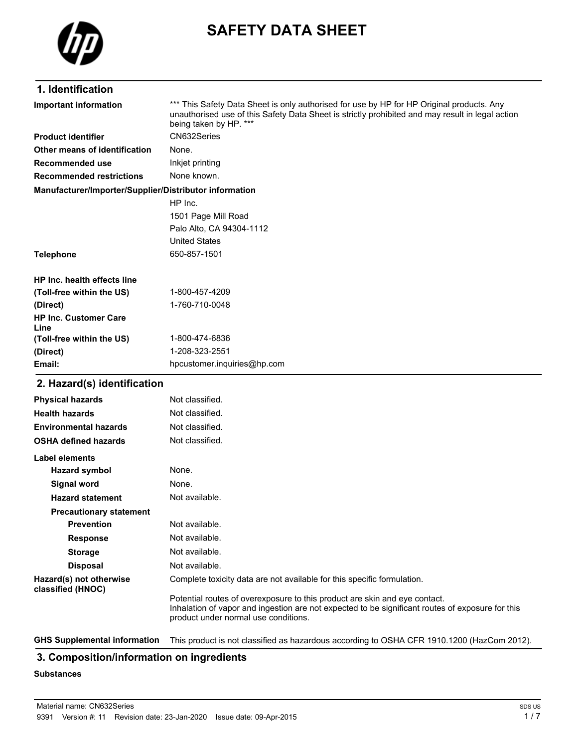# SAFETY DATA SHEET

## 1. Identification

| | |
|---|---|
| **Important information** | *** This Safety Data Sheet is only authorised for use by HP for HP Original products. Any unauthorised use of this Safety Data Sheet is strictly prohibited and may result in legal action being taken by HP. *** |
| **Product identifier** | CN632Series |
| **Other means of identification** | None. |
| **Recommended use** | Inkjet printing |
| **Recommended restrictions** | None known. |

**Manufacturer/Importer/Supplier/Distributor information**

HP Inc.
1501 Page Mill Road
Palo Alto, CA 94304-1112
United States

| | |
|---|---|
| **Telephone** | 650-857-1501 |
| **HP Inc. health effects line** | |
| **(Toll-free within the US)** | 1-800-457-4209 |
| **(Direct)** | 1-760-710-0048 |
| **HP Inc. Customer Care Line** | |
| **(Toll-free within the US)** | 1-800-474-6836 |
| **(Direct)** | 1-208-323-2551 |
| **Email:** | hpcustomer.inquiries@hp.com |

## 2. Hazard(s) identification

| | |
|---|---|
| **Physical hazards** | Not classified. |
| **Health hazards** | Not classified. |
| **Environmental hazards** | Not classified. |
| **OSHA defined hazards** | Not classified. |

**Label elements**

| | |
|---|---|
| **Hazard symbol** | None. |
| **Signal word** | None. |
| **Hazard statement** | Not available. |
| **Precautionary statement** | |
| **Prevention** | Not available. |
| **Response** | Not available. |
| **Storage** | Not available. |
| **Disposal** | Not available. |

**Hazard(s) not otherwise classified (HNOC)**

Complete toxicity data are not available for this specific formulation.

Potential routes of overexposure to this product are skin and eye contact.
Inhalation of vapor and ingestion are not expected to be significant routes of exposure for this product under normal use conditions.

**GHS Supplemental information** This product is not classified as hazardous according to OSHA CFR 1910.1200 (HazCom 2012).

## 3. Composition/information on ingredients

**Substances**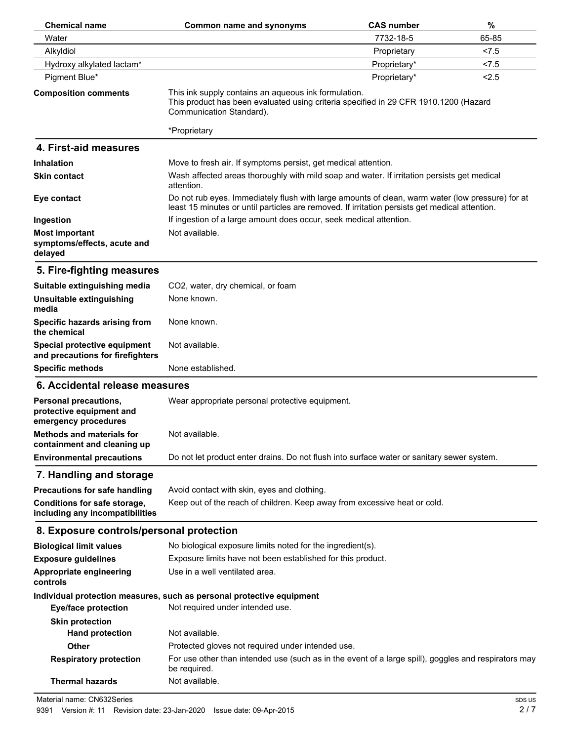| Chemical name | Common name and synonyms | CAS number | % |
|---|---|---|---|
| Water | | 7732-18-5 | 65-85 |
| Alkyldiol | | Proprietary | <7.5 |
| Hydroxy alkylated lactam* | | Proprietary* | <7.5 |
| Pigment Blue* | | Proprietary* | <2.5 |

**Composition comments** This ink supply contains an aqueous ink formulation. This product has been evaluated using criteria specified in 29 CFR 1910.1200 (Hazard Communication Standard).

*Proprietary

## 4. First-aid measures

**Inhalation** Move to fresh air. If symptoms persist, get medical attention.

**Skin contact** Wash affected areas thoroughly with mild soap and water. If irritation persists get medical attention.

**Eye contact** Do not rub eyes. Immediately flush with large amounts of clean, warm water (low pressure) for at least 15 minutes or until particles are removed. If irritation persists get medical attention.

**Ingestion** If ingestion of a large amount does occur, seek medical attention.

**Most important symptoms/effects, acute and delayed** Not available.

## 5. Fire-fighting measures

**Suitable extinguishing media** $CO_2$, water, dry chemical, or foam

**Unsuitable extinguishing media** None known.

**Specific hazards arising from the chemical** None known.

**Special protective equipment and precautions for firefighters** Not available.

**Specific methods** None established.

## 6. Accidental release measures

**Personal precautions, protective equipment and emergency procedures** Wear appropriate personal protective equipment.

**Methods and materials for containment and cleaning up** Not available.

**Environmental precautions** Do not let product enter drains. Do not flush into surface water or sanitary sewer system.

## 7. Handling and storage

**Precautions for safe handling** Avoid contact with skin, eyes and clothing.

**Conditions for safe storage, including any incompatibilities** Keep out of the reach of children. Keep away from excessive heat or cold.

## 8. Exposure controls/personal protection

**Biological limit values** No biological exposure limits noted for the ingredient(s).

**Exposure guidelines** Exposure limits have not been established for this product.

**Appropriate engineering controls** Use in a well ventilated area.

**Individual protection measures, such as personal protective equipment**

**Eye/face protection** Not required under intended use.

**Skin protection**

**Hand protection** Not available.

**Other** Protected gloves not required under intended use.

**Respiratory protection** For use other than intended use (such as in the event of a large spill), goggles and respirators may be required.

**Thermal hazards** Not available.

Material name: CN632Series

9391 Version #: 11 Revision date: 23-Jan-2020 Issue date: 09-Apr-2015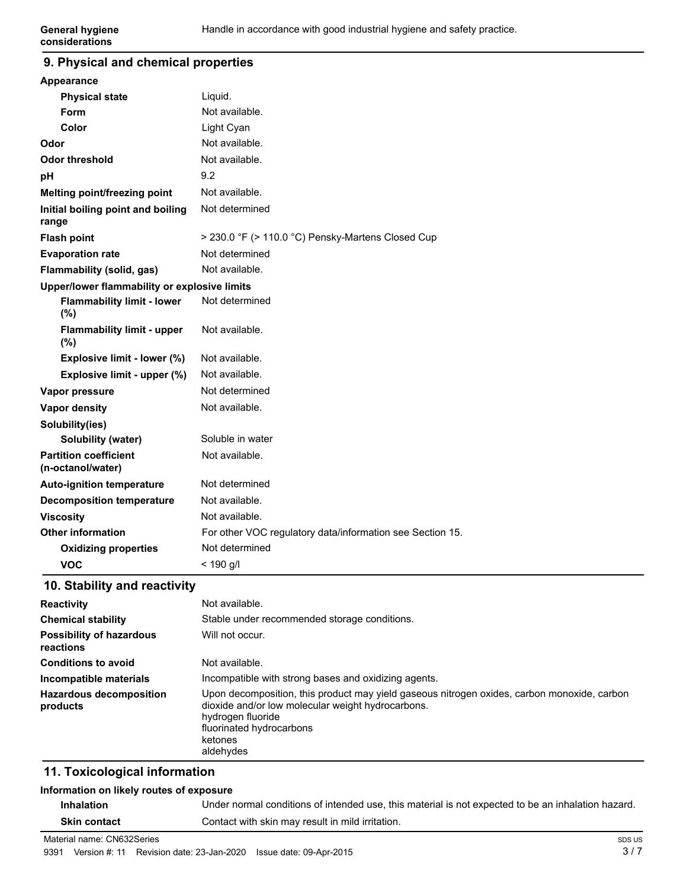| | |
|---|---|
| **General hygiene considerations** | Handle in accordance with good industrial hygiene and safety practice. |

## 9. Physical and chemical properties

| | |
|---|---|
| **Appearance** | |
| **Physical state** | Liquid. |
| **Form** | Not available. |
| **Color** | Light Cyan |
| **Odor** | Not available. |
| **Odor threshold** | Not available. |
| **pH** | 9.2 |
| **Melting point/freezing point** | Not available. |
| **Initial boiling point and boiling range** | Not determined |
| **Flash point** | > 230.0 °F (> 110.0 °C) Pensky-Martens Closed Cup |
| **Evaporation rate** | Not determined |
| **Flammability (solid, gas)** | Not available. |
| **Upper/lower flammability or explosive limits** | |
| **Flammability limit - lower (%)** | Not determined |
| **Flammability limit - upper (%)** | Not available. |
| **Explosive limit - lower (%)** | Not available. |
| **Explosive limit - upper (%)** | Not available. |
| **Vapor pressure** | Not determined |
| **Vapor density** | Not available. |
| **Solubility(ies)** | |
| **Solubility (water)** | Soluble in water |
| **Partition coefficient (n-octanol/water)** | Not available. |
| **Auto-ignition temperature** | Not determined |
| **Decomposition temperature** | Not available. |
| **Viscosity** | Not available. |
| **Other information** | For other VOC regulatory data/information see Section 15. |
| **Oxidizing properties** | Not determined |
| **VOC** | < 190 g/l |

## 10. Stability and reactivity

| | |
|---|---|
| **Reactivity** | Not available. |
| **Chemical stability** | Stable under recommended storage conditions. |
| **Possibility of hazardous reactions** | Will not occur. |
| **Conditions to avoid** | Not available. |
| **Incompatible materials** | Incompatible with strong bases and oxidizing agents. |
| **Hazardous decomposition products** | Upon decomposition, this product may yield gaseous nitrogen oxides, carbon monoxide, carbon dioxide and/or low molecular weight hydrocarbons.<br>hydrogen fluoride<br>fluorinated hydrocarbons<br>ketones<br>aldehydes |

## 11. Toxicological information

**Information on likely routes of exposure**

| | |
|---|---|
| **Inhalation** | Under normal conditions of intended use, this material is not expected to be an inhalation hazard. |
| **Skin contact** | Contact with skin may result in mild irritation. |

Material name: CN632Series

9391 Version #: 11 Revision date: 23-Jan-2020 Issue date: 09-Apr-2015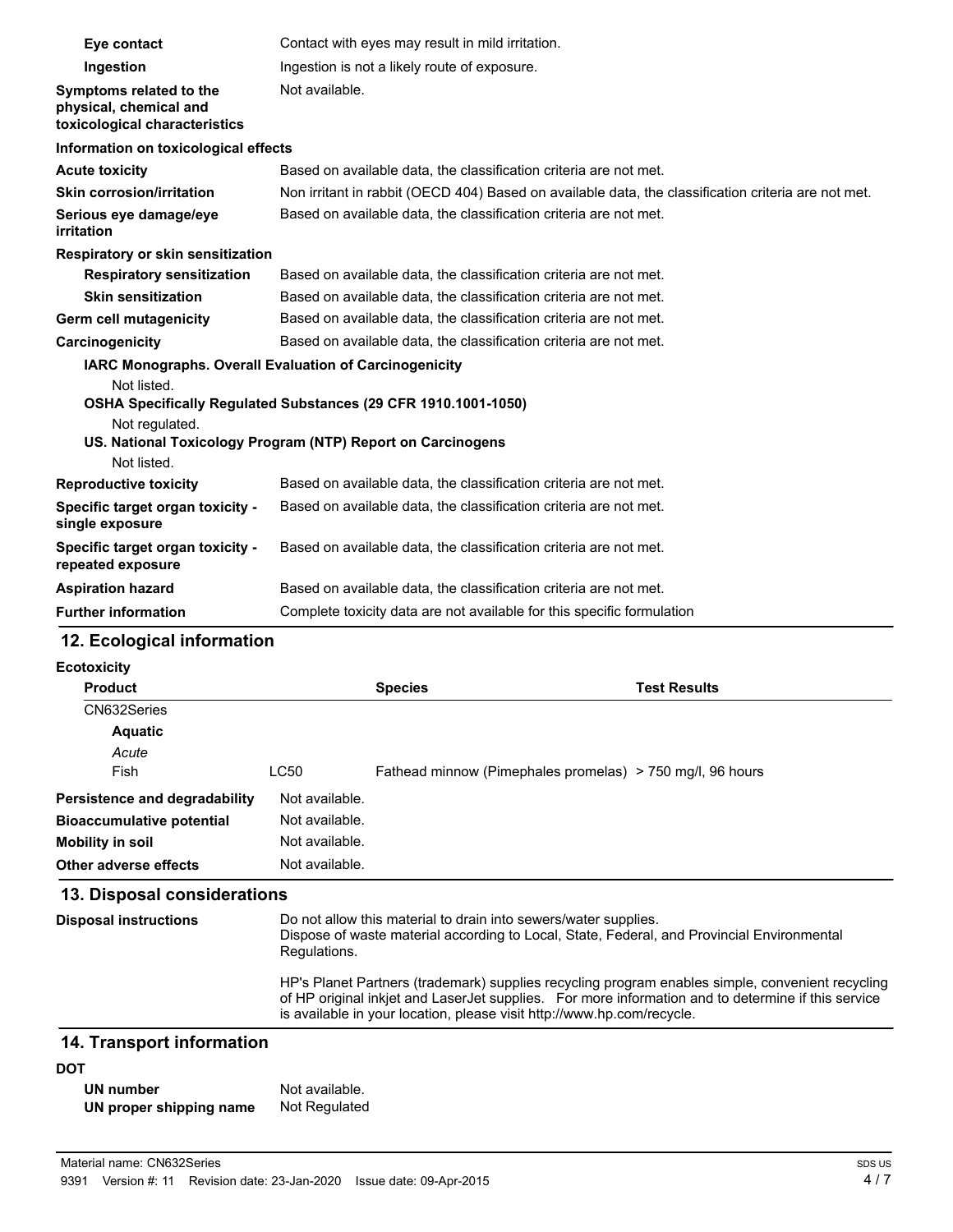| | |
|---|---|
| **Eye contact** | Contact with eyes may result in mild irritation. |
| **Ingestion** | Ingestion is not a likely route of exposure. |
| **Symptoms related to the physical, chemical and toxicological characteristics** | Not available. |

**Information on toxicological effects**

| | |
|---|---|
| **Acute toxicity** | Based on available data, the classification criteria are not met. |
| **Skin corrosion/irritation** | Non irritant in rabbit (OECD 404) Based on available data, the classification criteria are not met. |
| **Serious eye damage/eye irritation** | Based on available data, the classification criteria are not met. |

**Respiratory or skin sensitization**

| | |
|---|---|
| **Respiratory sensitization** | Based on available data, the classification criteria are not met. |
| **Skin sensitization** | Based on available data, the classification criteria are not met. |
| **Germ cell mutagenicity** | Based on available data, the classification criteria are not met. |
| **Carcinogenicity** | Based on available data, the classification criteria are not met. |

**IARC Monographs. Overall Evaluation of Carcinogenicity**

Not listed.

**OSHA Specifically Regulated Substances (29 CFR 1910.1001-1050)**

Not regulated.

**US. National Toxicology Program (NTP) Report on Carcinogens**

Not listed.

| | |
|---|---|
| **Reproductive toxicity** | Based on available data, the classification criteria are not met. |
| **Specific target organ toxicity - single exposure** | Based on available data, the classification criteria are not met. |
| **Specific target organ toxicity - repeated exposure** | Based on available data, the classification criteria are not met. |
| **Aspiration hazard** | Based on available data, the classification criteria are not met. |
| **Further information** | Complete toxicity data are not available for this specific formulation |

## 12. Ecological information

**Ecotoxicity**

| **Product** | | **Species** | **Test Results** |
|---|---|---|---|
| CN632Series | | | |
| **Aquatic** | | | |
| *Acute* | | | |
| Fish | LC50 | Fathead minnow (Pimephales promelas) | > 750 mg/l, 96 hours |

| | |
|---|---|
| **Persistence and degradability** | Not available. |
| **Bioaccumulative potential** | Not available. |
| **Mobility in soil** | Not available. |
| **Other adverse effects** | Not available. |

## 13. Disposal considerations

**Disposal instructions**

Do not allow this material to drain into sewers/water supplies.
Dispose of waste material according to Local, State, Federal, and Provincial Environmental Regulations.

HP's Planet Partners (trademark) supplies recycling program enables simple, convenient recycling of HP original inkjet and LaserJet supplies. For more information and to determine if this service is available in your location, please visit http://www.hp.com/recycle.

## 14. Transport information

**DOT**

| | |
|---|---|
| **UN number** | Not available. |
| **UN proper shipping name** | Not Regulated |

Material name: CN632Series
9391 Version #: 11 Revision date: 23-Jan-2020 Issue date: 09-Apr-2015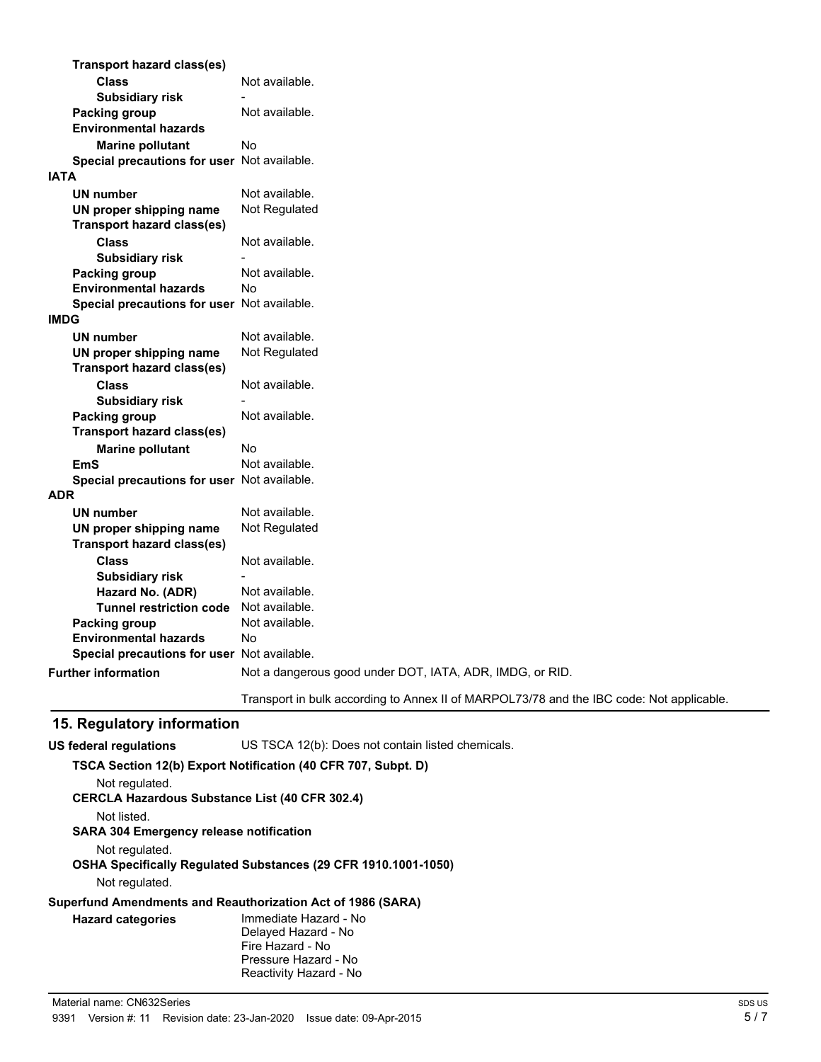**Transport hazard class(es)**

| | |
|---|---|
| **Class** | Not available. |
| **Subsidiary risk** | - |
| **Packing group** | Not available. |
| **Environmental hazards** | |
| **Marine pollutant** | No |
| **Special precautions for user** | Not available. |

**IATA**

| | |
|---|---|
| **UN number** | Not available. |
| **UN proper shipping name** | Not Regulated |
| **Transport hazard class(es)** | |
| **Class** | Not available. |
| **Subsidiary risk** | - |
| **Packing group** | Not available. |
| **Environmental hazards** | No |
| **Special precautions for user** | Not available. |

**IMDG**

| | |
|---|---|
| **UN number** | Not available. |
| **UN proper shipping name** | Not Regulated |
| **Transport hazard class(es)** | |
| **Class** | Not available. |
| **Subsidiary risk** | - |
| **Packing group** | Not available. |
| **Transport hazard class(es)** | |
| **Marine pollutant** | No |
| **EmS** | Not available. |
| **Special precautions for user** | Not available. |

**ADR**

| | |
|---|---|
| **UN number** | Not available. |
| **UN proper shipping name** | Not Regulated |
| **Transport hazard class(es)** | |
| **Class** | Not available. |
| **Subsidiary risk** | - |
| **Hazard No. (ADR)** | Not available. |
| **Tunnel restriction code** | Not available. |
| **Packing group** | Not available. |
| **Environmental hazards** | No |
| **Special precautions for user** | Not available. |

**Further information** Not a dangerous good under DOT, IATA, ADR, IMDG, or RID.

Transport in bulk according to Annex II of MARPOL73/78 and the IBC code: Not applicable.

## 15. Regulatory information

**US federal regulations** US TSCA 12(b): Does not contain listed chemicals.

**TSCA Section 12(b) Export Notification (40 CFR 707, Subpt. D)**

Not regulated.

**CERCLA Hazardous Substance List (40 CFR 302.4)**

Not listed.

**SARA 304 Emergency release notification**

Not regulated.

**OSHA Specifically Regulated Substances (29 CFR 1910.1001-1050)**

Not regulated.

**Superfund Amendments and Reauthorization Act of 1986 (SARA)**

**Hazard categories**
Immediate Hazard - No
Delayed Hazard - No
Fire Hazard - No
Pressure Hazard - No
Reactivity Hazard - No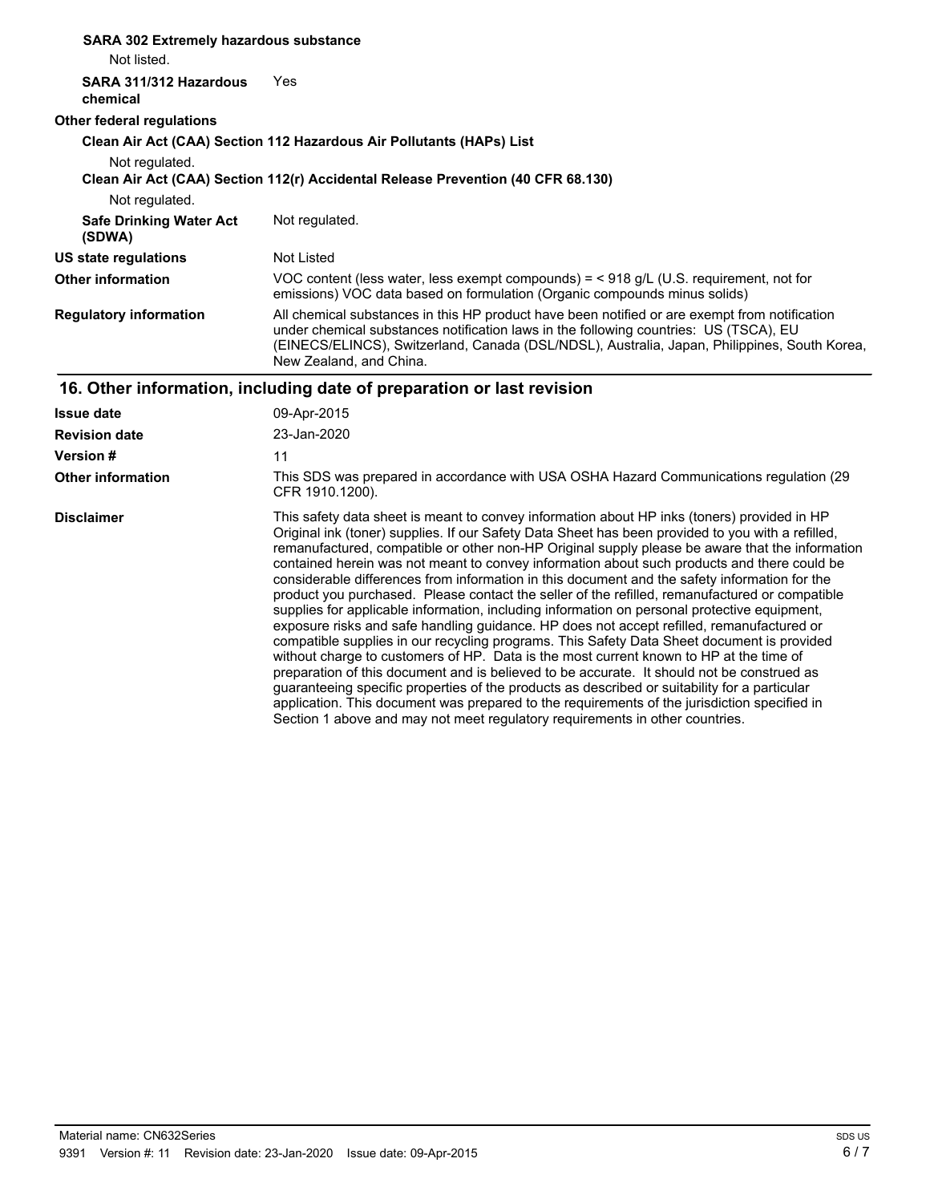**SARA 302 Extremely hazardous substance**

Not listed.

| | |
|---|---|
| **SARA 311/312 Hazardous chemical** | Yes |

**Other federal regulations**

**Clean Air Act (CAA) Section 112 Hazardous Air Pollutants (HAPs) List**

Not regulated.

**Clean Air Act (CAA) Section 112(r) Accidental Release Prevention (40 CFR 68.130)**

Not regulated.

| | |
|---|---|
| **Safe Drinking Water Act (SDWA)** | Not regulated. |
| **US state regulations** | Not Listed |
| **Other information** | VOC content (less water, less exempt compounds) = < 918 g/L (U.S. requirement, not for emissions) VOC data based on formulation (Organic compounds minus solids) |
| **Regulatory information** | All chemical substances in this HP product have been notified or are exempt from notification under chemical substances notification laws in the following countries: US (TSCA), EU (EINECS/ELINCS), Switzerland, Canada (DSL/NDSL), Australia, Japan, Philippines, South Korea, New Zealand, and China. |

## 16. Other information, including date of preparation or last revision

| | |
|---|---|
| **Issue date** | 09-Apr-2015 |
| **Revision date** | 23-Jan-2020 |
| **Version #** | 11 |
| **Other information** | This SDS was prepared in accordance with USA OSHA Hazard Communications regulation (29 CFR 1910.1200). |
| **Disclaimer** | This safety data sheet is meant to convey information about HP inks (toners) provided in HP Original ink (toner) supplies. If our Safety Data Sheet has been provided to you with a refilled, remanufactured, compatible or other non-HP Original supply please be aware that the information contained herein was not meant to convey information about such products and there could be considerable differences from information in this document and the safety information for the product you purchased. Please contact the seller of the refilled, remanufactured or compatible supplies for applicable information, including information on personal protective equipment, exposure risks and safe handling guidance. HP does not accept refilled, remanufactured or compatible supplies in our recycling programs. This Safety Data Sheet document is provided without charge to customers of HP. Data is the most current known to HP at the time of preparation of this document and is believed to be accurate. It should not be construed as guaranteeing specific properties of the products as described or suitability for a particular application. This document was prepared to the requirements of the jurisdiction specified in Section 1 above and may not meet regulatory requirements in other countries. |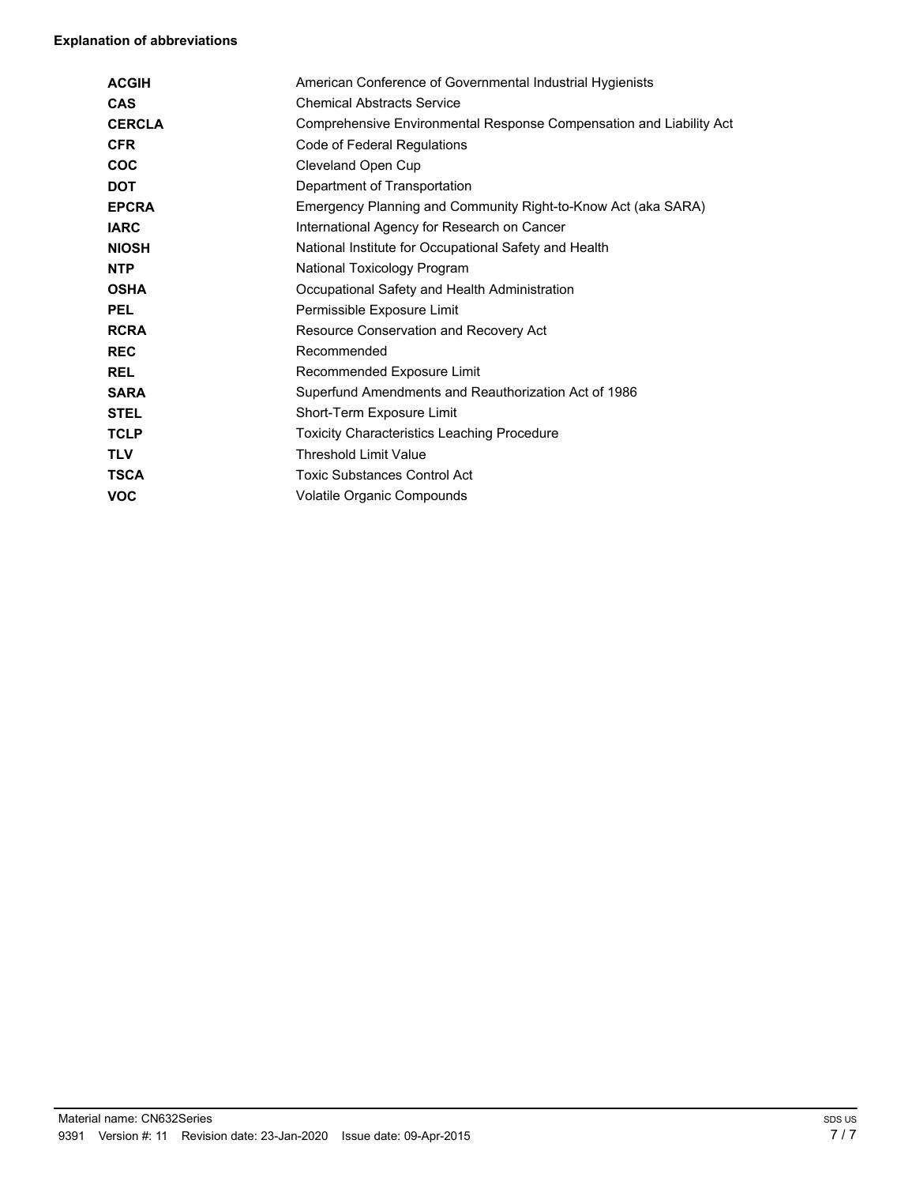**Explanation of abbreviations**

| | |
|---|---|
| **ACGIH** | American Conference of Governmental Industrial Hygienists |
| **CAS** | Chemical Abstracts Service |
| **CERCLA** | Comprehensive Environmental Response Compensation and Liability Act |
| **CFR** | Code of Federal Regulations |
| **COC** | Cleveland Open Cup |
| **DOT** | Department of Transportation |
| **EPCRA** | Emergency Planning and Community Right-to-Know Act (aka SARA) |
| **IARC** | International Agency for Research on Cancer |
| **NIOSH** | National Institute for Occupational Safety and Health |
| **NTP** | National Toxicology Program |
| **OSHA** | Occupational Safety and Health Administration |
| **PEL** | Permissible Exposure Limit |
| **RCRA** | Resource Conservation and Recovery Act |
| **REC** | Recommended |
| **REL** | Recommended Exposure Limit |
| **SARA** | Superfund Amendments and Reauthorization Act of 1986 |
| **STEL** | Short-Term Exposure Limit |
| **TCLP** | Toxicity Characteristics Leaching Procedure |
| **TLV** | Threshold Limit Value |
| **TSCA** | Toxic Substances Control Act |
| **VOC** | Volatile Organic Compounds |